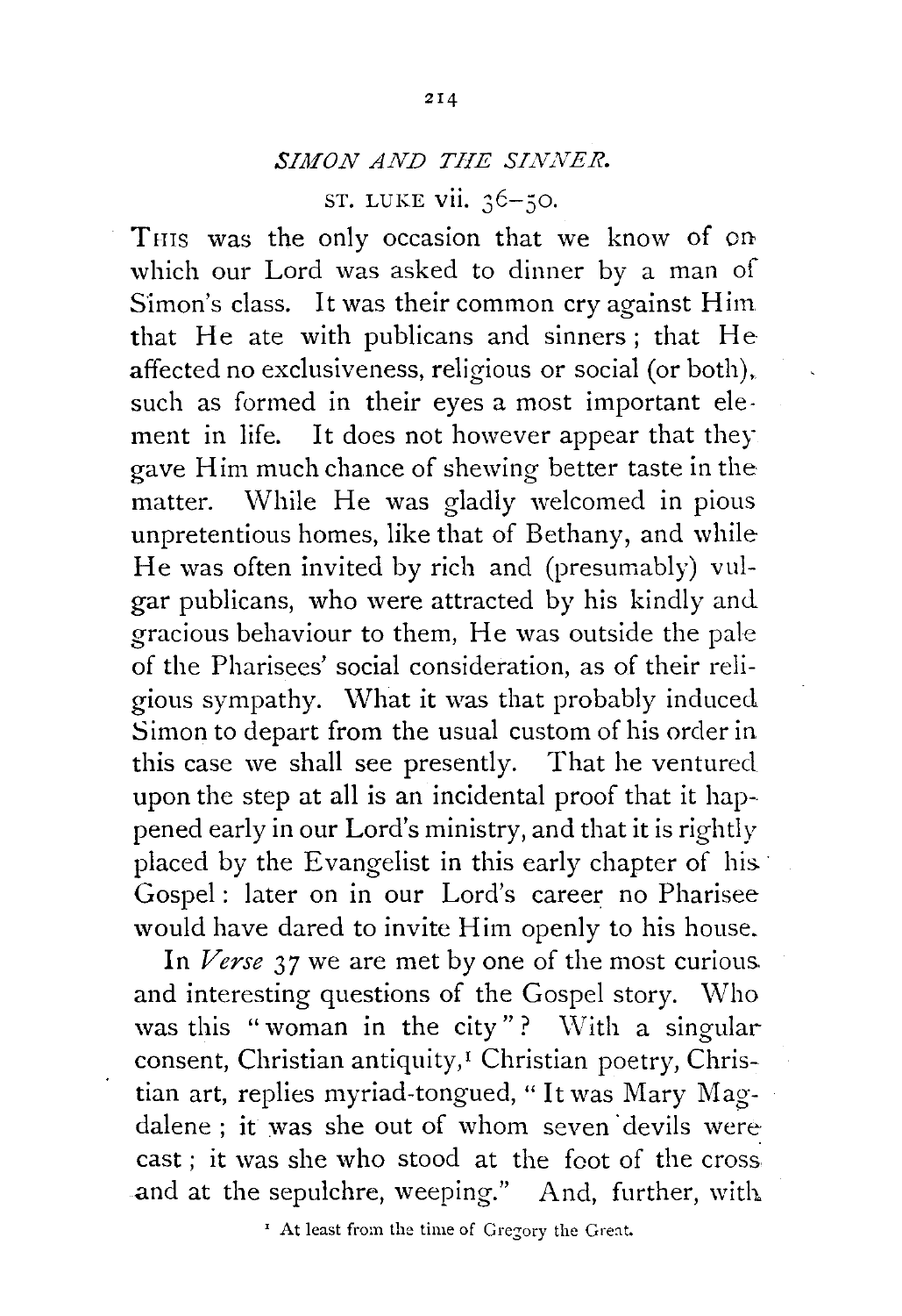## *SIMON AND THE SINNER.*

### ST. LUKE vii. 36–50.

THIS was the only occasion that we know of on which our Lord was asked to dinner by a man of Simon's class. It was their common cry against Him that He ate with publicans and sinners; that He affected no exclusiveness, religious or social (or both), such as formed in their eyes a most important element in life. It does not however appear that they gave Him much chance of shewing better taste in the matter. While He was gladly welcomed in pious unpretentious homes, like that of Bethany, and while He was often invited by rich and (presumably) vulgar publicans, who were attracted by his kindly and gracious behaviour to them, He was outside the pale of the Pharisees' social consideration, as of their religious sympathy. What it was that probably induced Simon to depart from the usual custom of his order in this case we shall see presently. That he ventured upon the step at all is an incidental proof that it happened early in our Lord's ministry, and that it is rightly placed by the Evangelist in this early chapter of his Gospel: later on in our Lord's career no Pharisee would have dared to invite Him openly to his house.

In *Verse* 37 we are met by one of the most curious and interesting questions of the Gospel story. Who was this "woman in the city"? With a singular consent, Christian antiquity,[1] Christian poetry, Christian art, replies myriad-tongued, "It was Mary Magdalene; it was she out of whom seven devils were cast; it was she who stood at the foot of the cross and at the sepulchre, weeping." And, further, with

[1] At least from the time of Gregory the Great.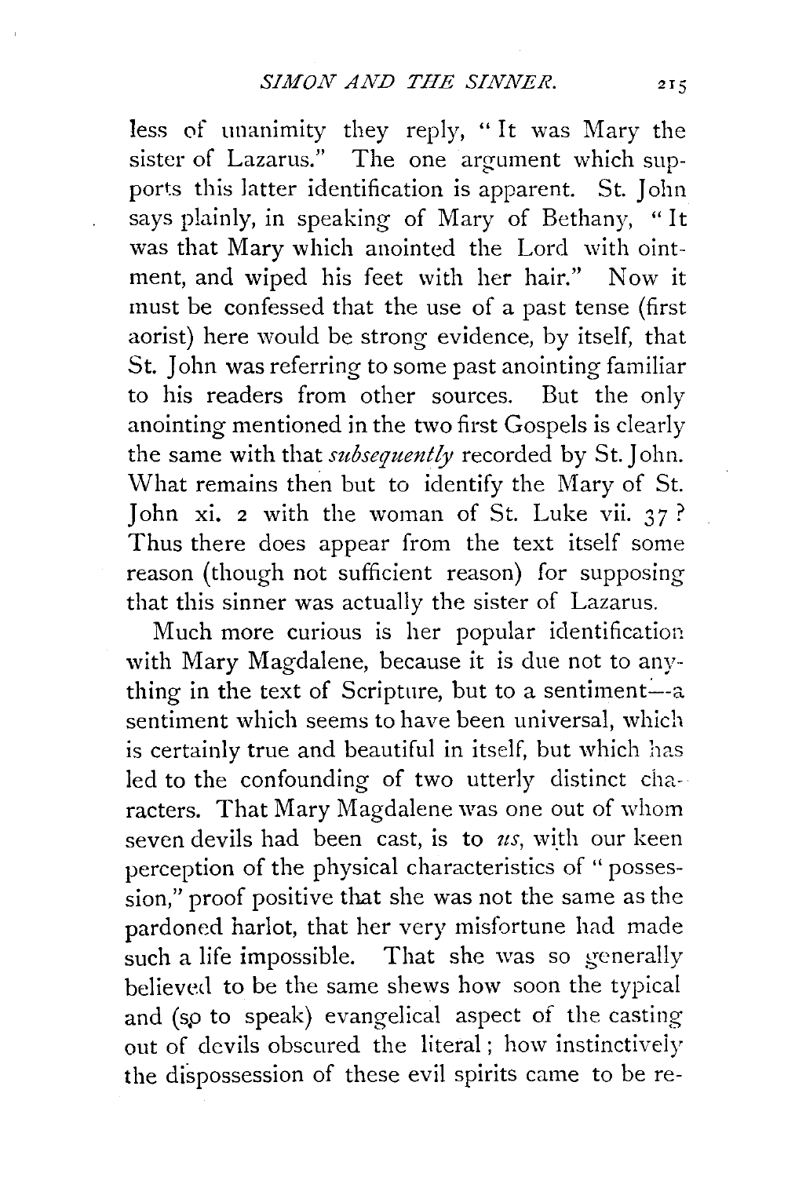less of unanimity they reply, "It was Mary the sister of Lazarus." The one argument which supports this latter identification is apparent. St. John says plainly, in speaking of Mary of Bethany, "It was that Mary which anointed the Lord with ointment, and wiped his feet with her hair." Now it must be confessed that the use of a past tense (first aorist) here would be strong evidence, by itself, that St. John was referring to some past anointing familiar to his readers from other sources. But the only anointing mentioned in the two first Gospels is clearly the same with that *subsequently* recorded by St. John. What remains then but to identify the Mary of St. John xi. 2 with the woman of St. Luke vii. 37? Thus there does appear from the text itself some reason (though not sufficient reason) for supposing that this sinner was actually the sister of Lazarus.

Much more curious is her popular identification with Mary Magdalene, because it is due not to anything in the text of Scripture, but to a sentiment—a sentiment which seems to have been universal, which is certainly true and beautiful in itself, but which has led to the confounding of two utterly distinct characters. That Mary Magdalene was one out of whom seven devils had been cast, is to *us*, with our keen perception of the physical characteristics of "possession," proof positive that she was not the same as the pardoned harlot, that her very misfortune had made such a life impossible. That she was so generally believed to be the same shews how soon the typical and (so to speak) evangelical aspect of the casting out of devils obscured the literal; how instinctively the dispossession of these evil spirits came to be re-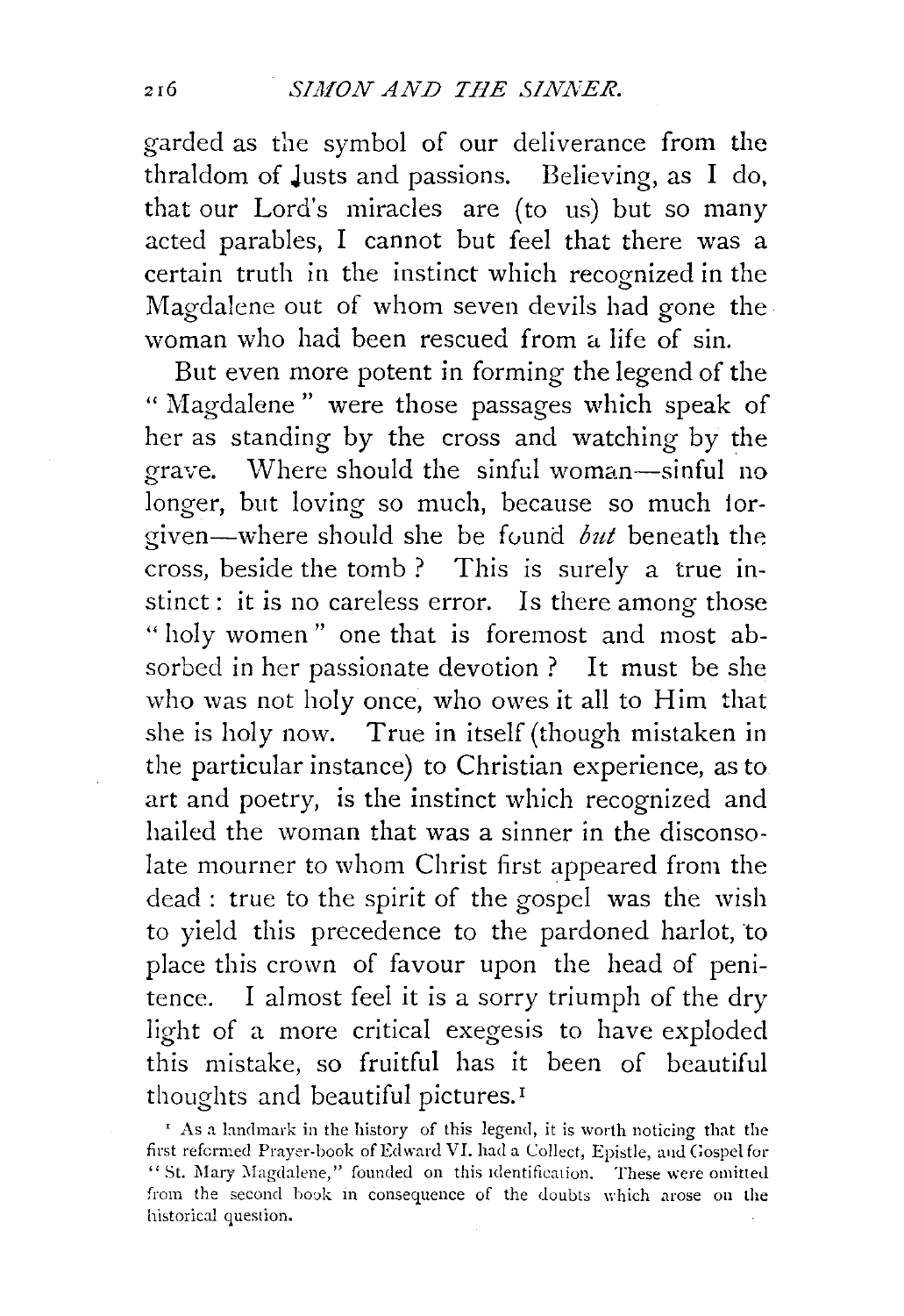garded as the symbol of our deliverance from the thraldom of lusts and passions. Believing, as I do, that our Lord's miracles are (to us) but so many acted parables, I cannot but feel that there was a certain truth in the instinct which recognized in the Magdalene out of whom seven devils had gone the woman who had been rescued from a life of sin.

But even more potent in forming the legend of the "Magdalene" were those passages which speak of her as standing by the cross and watching by the grave. Where should the sinful woman—sinful no longer, but loving so much, because so much forgiven—where should she be found *but* beneath the cross, beside the tomb? This is surely a true instinct: it is no careless error. Is there among those "holy women" one that is foremost and most absorbed in her passionate devotion? It must be she who was not holy once, who owes it all to Him that she is holy now. True in itself (though mistaken in the particular instance) to Christian experience, as to art and poetry, is the instinct which recognized and hailed the woman that was a sinner in the disconsolate mourner to whom Christ first appeared from the dead: true to the spirit of the gospel was the wish to yield this precedence to the pardoned harlot, to place this crown of favour upon the head of penitence. I almost feel it is a sorry triumph of the dry light of a more critical exegesis to have exploded this mistake, so fruitful has it been of beautiful thoughts and beautiful pictures.[1]

[1] As a landmark in the history of this legend, it is worth noticing that the first reformed Prayer-book of Edward VI. had a Collect, Epistle, and Gospel for "St. Mary Magdalene," founded on this identification. These were omitted from the second book in consequence of the doubts which arose on the historical question.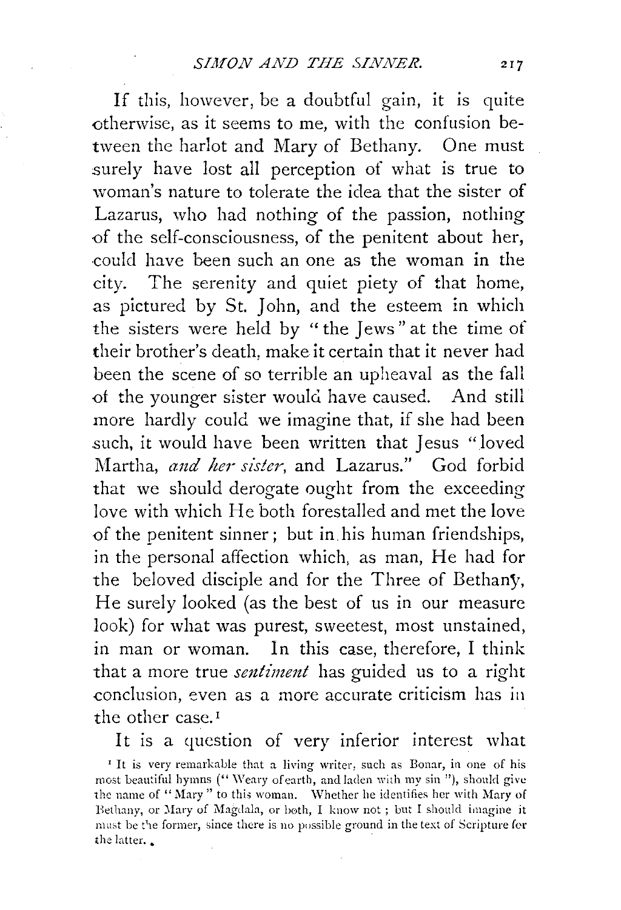If this, however, be a doubtful gain, it is quite otherwise, as it seems to me, with the confusion between the harlot and Mary of Bethany. One must surely have lost all perception of what is true to woman's nature to tolerate the idea that the sister of Lazarus, who had nothing of the passion, nothing of the self-consciousness, of the penitent about her, could have been such an one as the woman in the city. The serenity and quiet piety of that home, as pictured by St. John, and the esteem in which the sisters were held by "the Jews" at the time of their brother's death, make it certain that it never had been the scene of so terrible an upheaval as the fall of the younger sister would have caused. And still more hardly could we imagine that, if she had been such, it would have been written that Jesus "loved Martha, *and her sister*, and Lazarus." God forbid that we should derogate ought from the exceeding love with which He both forestalled and met the love of the penitent sinner; but in his human friendships, in the personal affection which, as man, He had for the beloved disciple and for the Three of Bethany, He surely looked (as the best of us in our measure look) for what was purest, sweetest, most unstained, in man or woman. In this case, therefore, I think that a more true *sentiment* has guided us to a right conclusion, even as a more accurate criticism has in the other case.[1]

It is a question of very inferior interest what

[1] It is very remarkable that a living writer, such as Bonar, in one of his most beautiful hymns ("Weary of earth, and laden with my sin"), should give the name of "Mary" to this woman. Whether he identifies her with Mary of Bethany, or Mary of Magdala, or both, I know not; but I should imagine it must be the former, since there is no possible ground in the text of Scripture for the latter.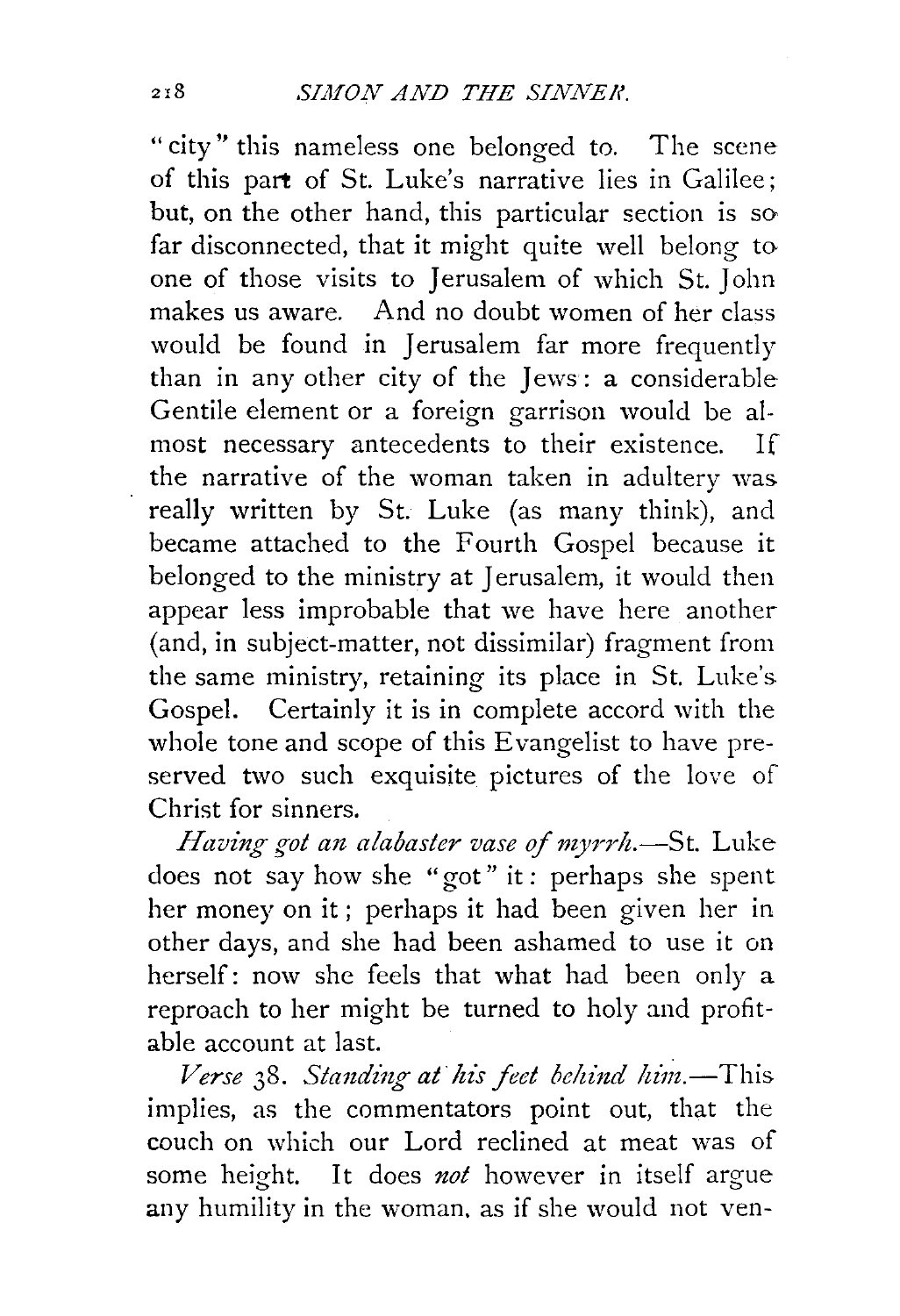"city" this nameless one belonged to. The scene of this part of St. Luke's narrative lies in Galilee; but, on the other hand, this particular section is so far disconnected, that it might quite well belong to one of those visits to Jerusalem of which St. John makes us aware. And no doubt women of her class would be found in Jerusalem far more frequently than in any other city of the Jews: a considerable Gentile element or a foreign garrison would be almost necessary antecedents to their existence. If the narrative of the woman taken in adultery was really written by St. Luke (as many think), and became attached to the Fourth Gospel because it belonged to the ministry at Jerusalem, it would then appear less improbable that we have here another (and, in subject-matter, not dissimilar) fragment from the same ministry, retaining its place in St. Luke's Gospel. Certainly it is in complete accord with the whole tone and scope of this Evangelist to have preserved two such exquisite pictures of the love of Christ for sinners.

*Having got an alabaster vase of myrrh.*—St. Luke does not say how she "got" it: perhaps she spent her money on it; perhaps it had been given her in other days, and she had been ashamed to use it on herself: now she feels that what had been only a reproach to her might be turned to holy and profitable account at last.

*Verse 38. Standing at his feet behind him.*—This implies, as the commentators point out, that the couch on which our Lord reclined at meat was of some height. It does *not* however in itself argue any humility in the woman, as if she would not ven-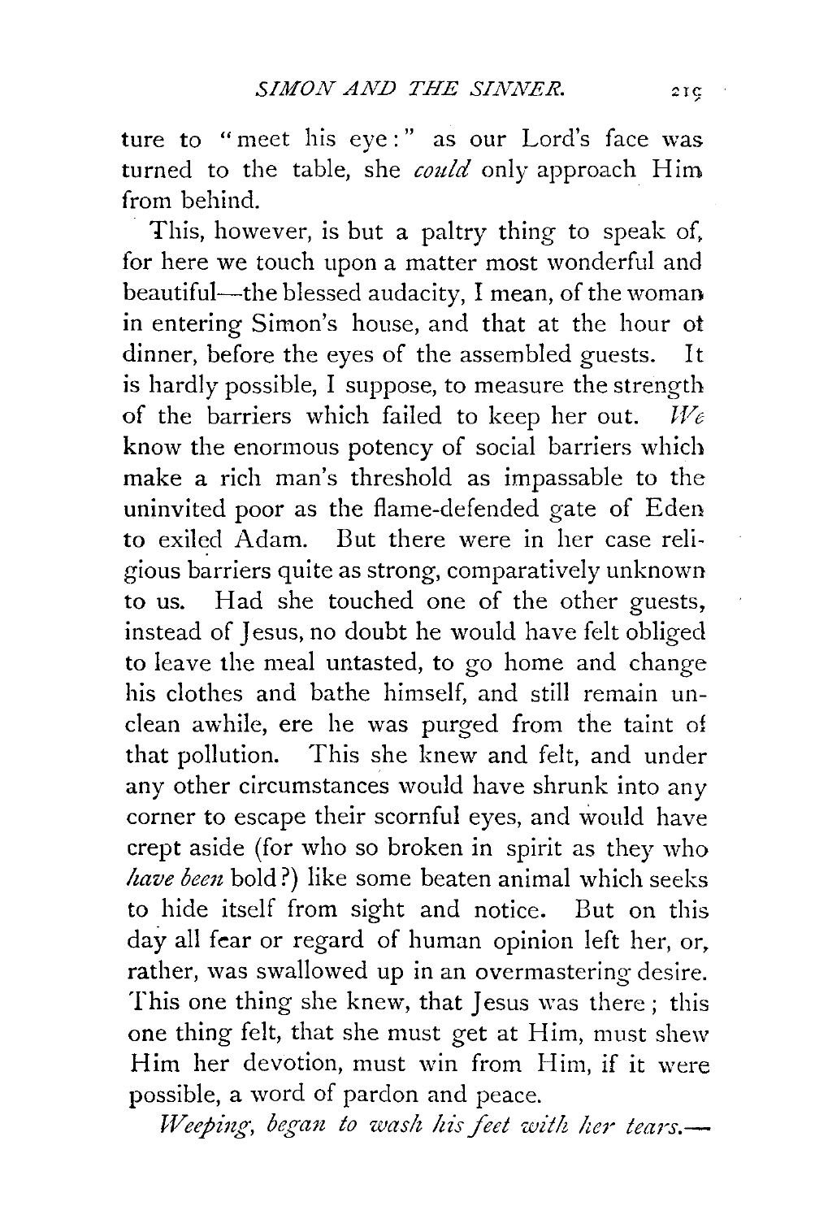ture to "meet his eye:" as our Lord's face was turned to the table, she *could* only approach Him from behind.

This, however, is but a paltry thing to speak of, for here we touch upon a matter most wonderful and beautiful—the blessed audacity, I mean, of the woman in entering Simon's house, and that at the hour of dinner, before the eyes of the assembled guests. It is hardly possible, I suppose, to measure the strength of the barriers which failed to keep her out. *We* know the enormous potency of social barriers which make a rich man's threshold as impassable to the uninvited poor as the flame-defended gate of Eden to exiled Adam. But there were in her case religious barriers quite as strong, comparatively unknown to us. Had she touched one of the other guests, instead of Jesus, no doubt he would have felt obliged to leave the meal untasted, to go home and change his clothes and bathe himself, and still remain unclean awhile, ere he was purged from the taint of that pollution. This she knew and felt, and under any other circumstances would have shrunk into any corner to escape their scornful eyes, and would have crept aside (for who so broken in spirit as they who *have been* bold?) like some beaten animal which seeks to hide itself from sight and notice. But on this day all fear or regard of human opinion left her, or, rather, was swallowed up in an overmastering desire. This one thing she knew, that Jesus was there; this one thing felt, that she must get at Him, must shew Him her devotion, must win from Him, if it were possible, a word of pardon and peace.

*Weeping, began to wash his feet with her tears.*—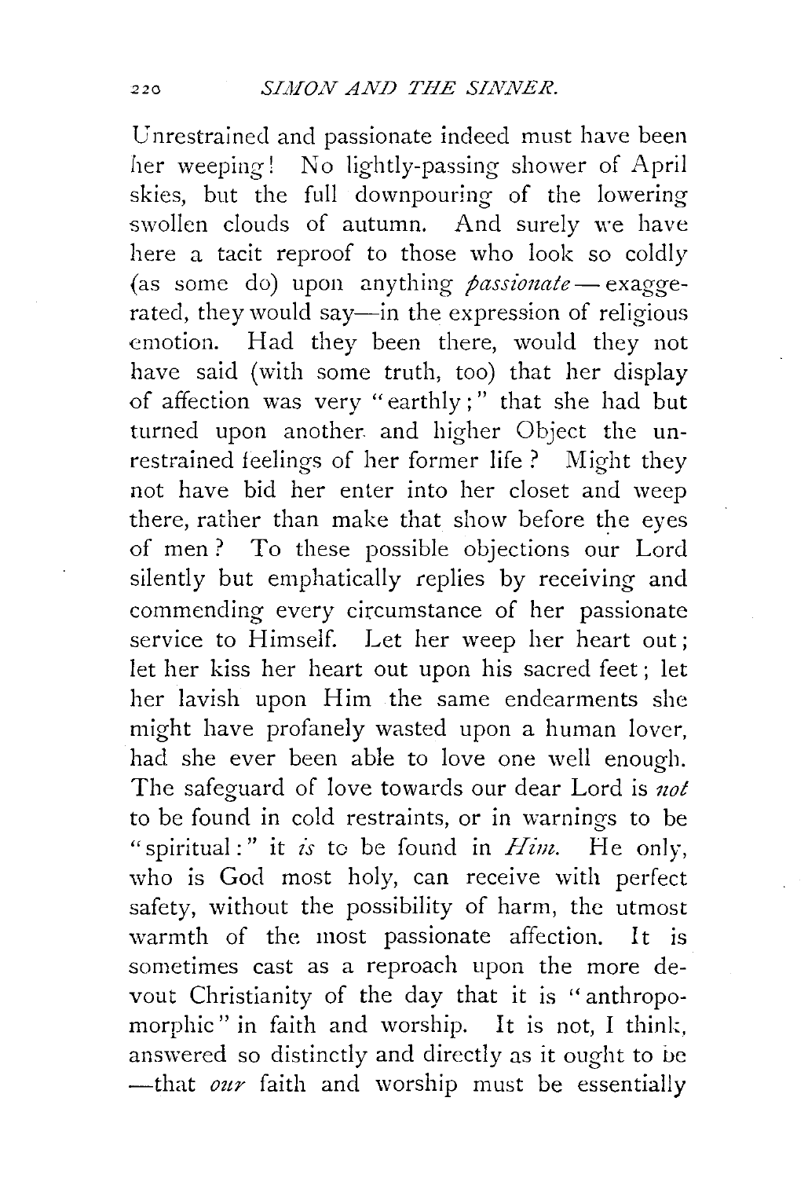Unrestrained and passionate indeed must have been her weeping! No lightly-passing shower of April skies, but the full downpouring of the lowering swollen clouds of autumn. And surely we have here a tacit reproof to those who look so coldly (as some do) upon anything *passionate* — exaggerated, they would say—in the expression of religious emotion. Had they been there, would they not have said (with some truth, too) that her display of affection was very "earthly;" that she had but turned upon another and higher Object the unrestrained feelings of her former life? Might they not have bid her enter into her closet and weep there, rather than make that show before the eyes of men? To these possible objections our Lord silently but emphatically replies by receiving and commending every circumstance of her passionate service to Himself. Let her weep her heart out; let her kiss her heart out upon his sacred feet; let her lavish upon Him the same endearments she might have profanely wasted upon a human lover, had she ever been able to love one well enough. The safeguard of love towards our dear Lord is *not* to be found in cold restraints, or in warnings to be "spiritual:" it *is* to be found in *Him*. He only, who is God most holy, can receive with perfect safety, without the possibility of harm, the utmost warmth of the most passionate affection. It is sometimes cast as a reproach upon the more devout Christianity of the day that it is "anthropomorphic" in faith and worship. It is not, I think, answered so distinctly and directly as it ought to be —that *our* faith and worship must be essentially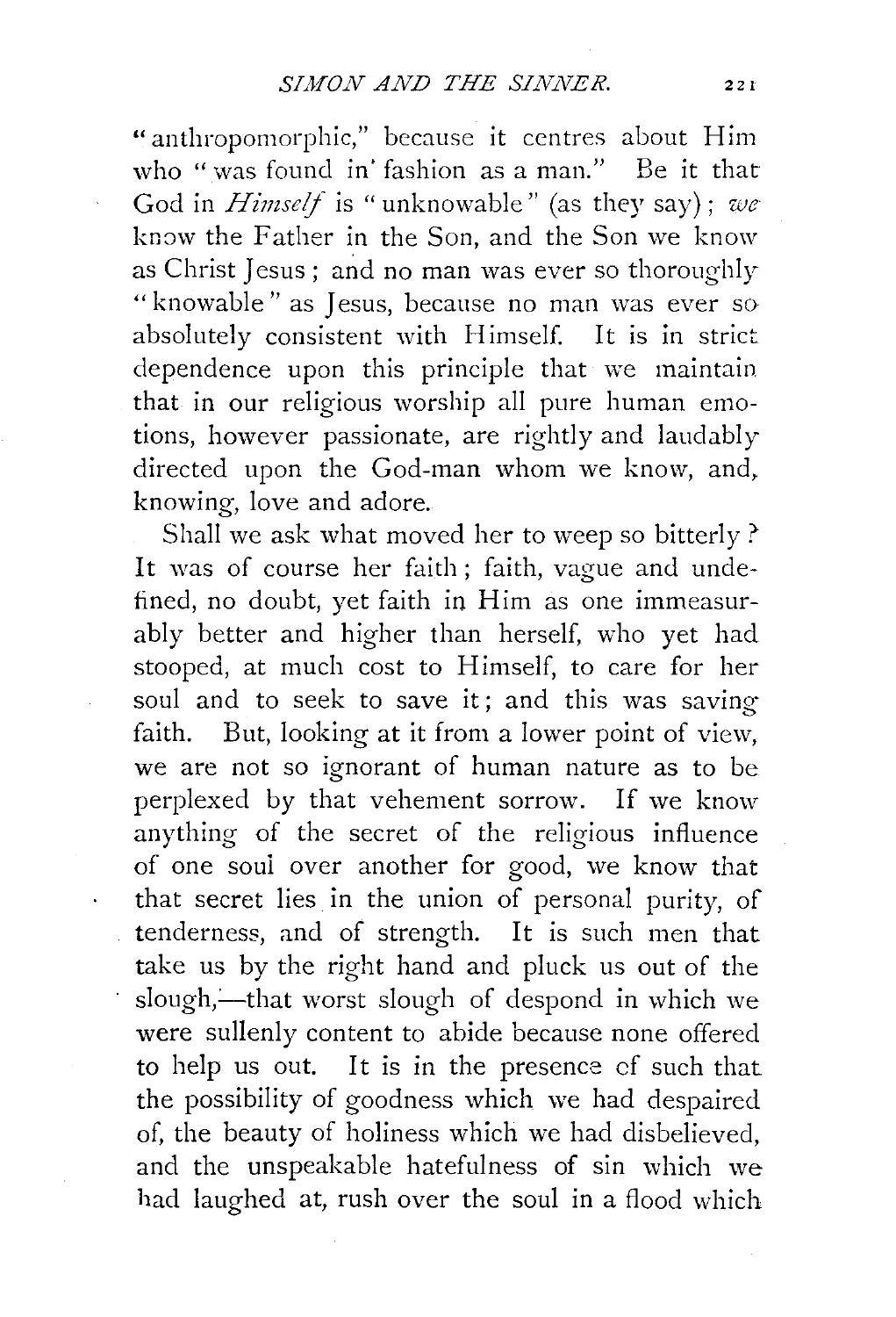"anthropomorphic," because it centres about Him who "was found in fashion as a man." Be it that God in *Himself* is "unknowable" (as they say); *we* know the Father in the Son, and the Son we know as Christ Jesus; and no man was ever so thoroughly "knowable" as Jesus, because no man was ever so absolutely consistent with Himself. It is in strict dependence upon this principle that we maintain that in our religious worship all pure human emotions, however passionate, are rightly and laudably directed upon the God-man whom we know, and, knowing, love and adore.

Shall we ask what moved her to weep so bitterly? It was of course her faith; faith, vague and undefined, no doubt, yet faith in Him as one immeasurably better and higher than herself, who yet had stooped, at much cost to Himself, to care for her soul and to seek to save it; and this was saving faith. But, looking at it from a lower point of view, we are not so ignorant of human nature as to be perplexed by that vehement sorrow. If we know anything of the secret of the religious influence of one soul over another for good, we know that that secret lies in the union of personal purity, of tenderness, and of strength. It is such men that take us by the right hand and pluck us out of the slough,—that worst slough of despond in which we were sullenly content to abide because none offered to help us out. It is in the presence of such that the possibility of goodness which we had despaired of, the beauty of holiness which we had disbelieved, and the unspeakable hatefulness of sin which we had laughed at, rush over the soul in a flood which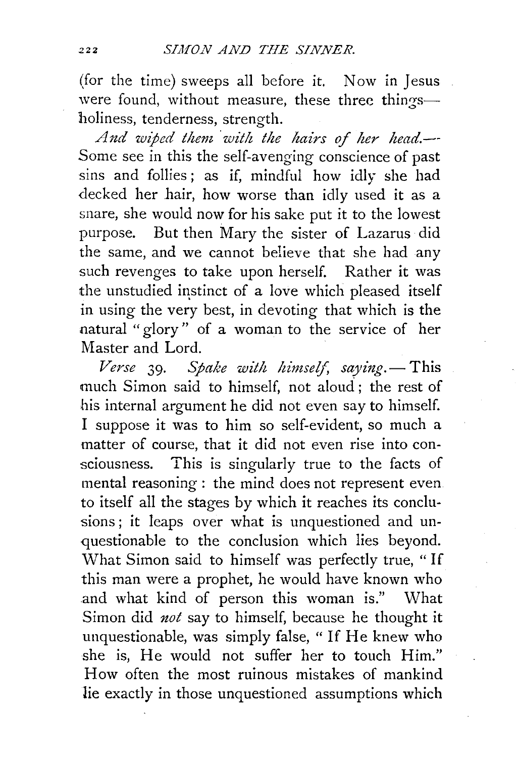(for the time) sweeps all before it. Now in Jesus were found, without measure, these three things—holiness, tenderness, strength.

*And wiped them with the hairs of her head.*—Some see in this the self-avenging conscience of past sins and follies; as if, mindful how idly she had decked her hair, how worse than idly used it as a snare, she would now for his sake put it to the lowest purpose. But then Mary the sister of Lazarus did the same, and we cannot believe that she had any such revenges to take upon herself. Rather it was the unstudied instinct of a love which pleased itself in using the very best, in devoting that which is the natural "glory" of a woman to the service of her Master and Lord.

*Verse 39. Spake with himself, saying.*—This much Simon said to himself, not aloud; the rest of his internal argument he did not even say to himself. I suppose it was to him so self-evident, so much a matter of course, that it did not even rise into consciousness. This is singularly true to the facts of mental reasoning: the mind does not represent even to itself all the stages by which it reaches its conclusions; it leaps over what is unquestioned and unquestionable to the conclusion which lies beyond. What Simon said to himself was perfectly true, "If this man were a prophet, he would have known who and what kind of person this woman is." What Simon did *not* say to himself, because he thought it unquestionable, was simply false, "If He knew who she is, He would not suffer her to touch Him." How often the most ruinous mistakes of mankind lie exactly in those unquestioned assumptions which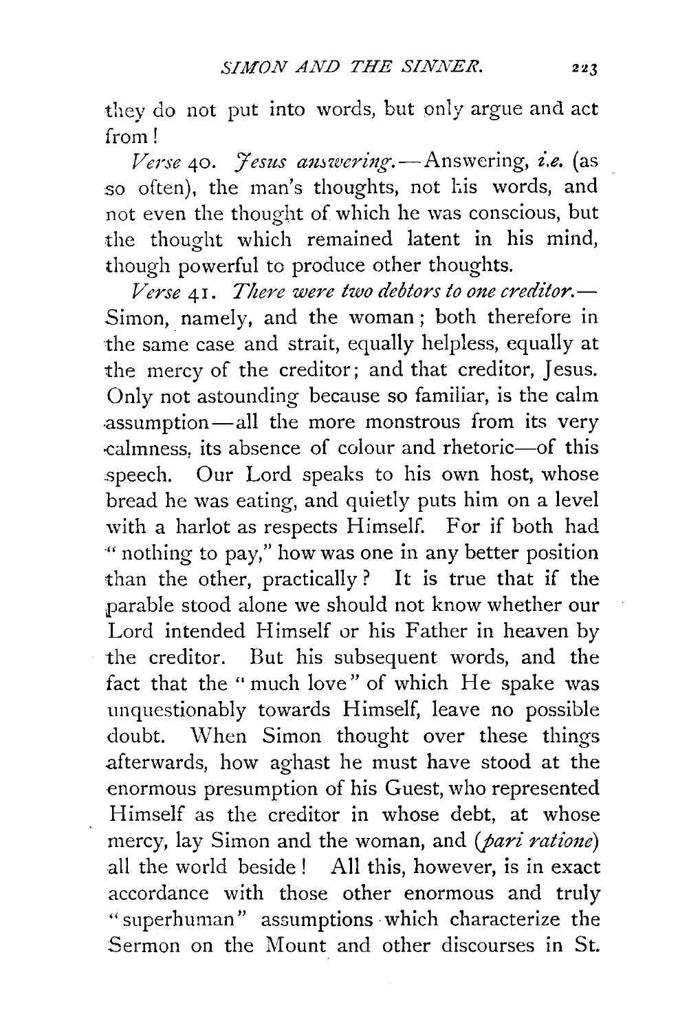they do not put into words, but only argue and act from!

*Verse* 40. *Jesus answering.*—Answering, *i.e.* (as so often), the man's thoughts, not his words, and not even the thought of which he was conscious, but the thought which remained latent in his mind, though powerful to produce other thoughts.

*Verse* 41. *There were two debtors to one creditor.*—Simon, namely, and the woman; both therefore in the same case and strait, equally helpless, equally at the mercy of the creditor; and that creditor, Jesus. Only not astounding because so familiar, is the calm assumption—all the more monstrous from its very calmness, its absence of colour and rhetoric—of this speech. Our Lord speaks to his own host, whose bread he was eating, and quietly puts him on a level with a harlot as respects Himself. For if both had "nothing to pay," how was one in any better position than the other, practically? It is true that if the parable stood alone we should not know whether our Lord intended Himself or his Father in heaven by the creditor. But his subsequent words, and the fact that the "much love" of which He spake was unquestionably towards Himself, leave no possible doubt. When Simon thought over these things afterwards, how aghast he must have stood at the enormous presumption of his Guest, who represented Himself as the creditor in whose debt, at whose mercy, lay Simon and the woman, and (*pari ratione*) all the world beside! All this, however, is in exact accordance with those other enormous and truly "superhuman" assumptions which characterize the Sermon on the Mount and other discourses in St.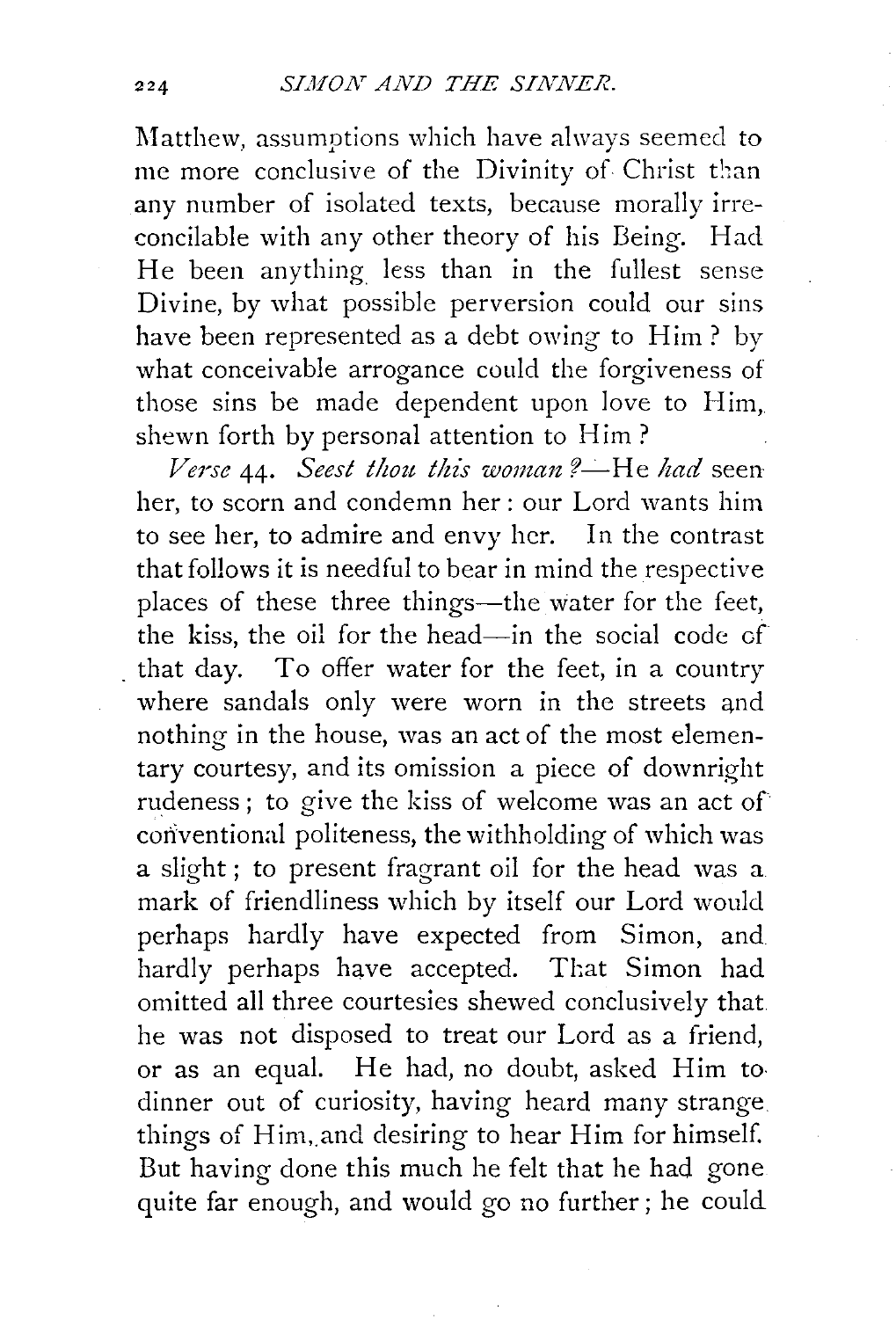Matthew, assumptions which have always seemed to me more conclusive of the Divinity of Christ than any number of isolated texts, because morally irreconcilable with any other theory of his Being. Had He been anything less than in the fullest sense Divine, by what possible perversion could our sins have been represented as a debt owing to Him? by what conceivable arrogance could the forgiveness of those sins be made dependent upon love to Him, shewn forth by personal attention to Him?

*Verse* 44. *Seest thou this woman?*—He *had* seen her, to scorn and condemn her: our Lord wants him to see her, to admire and envy her. In the contrast that follows it is needful to bear in mind the respective places of these three things—the water for the feet, the kiss, the oil for the head—in the social code of that day. To offer water for the feet, in a country where sandals only were worn in the streets and nothing in the house, was an act of the most elementary courtesy, and its omission a piece of downright rudeness; to give the kiss of welcome was an act of conventional politeness, the withholding of which was a slight; to present fragrant oil for the head was a mark of friendliness which by itself our Lord would perhaps hardly have expected from Simon, and hardly perhaps have accepted. That Simon had omitted all three courtesies shewed conclusively that he was not disposed to treat our Lord as a friend, or as an equal. He had, no doubt, asked Him to dinner out of curiosity, having heard many strange things of Him, and desiring to hear Him for himself. But having done this much he felt that he had gone quite far enough, and would go no further; he could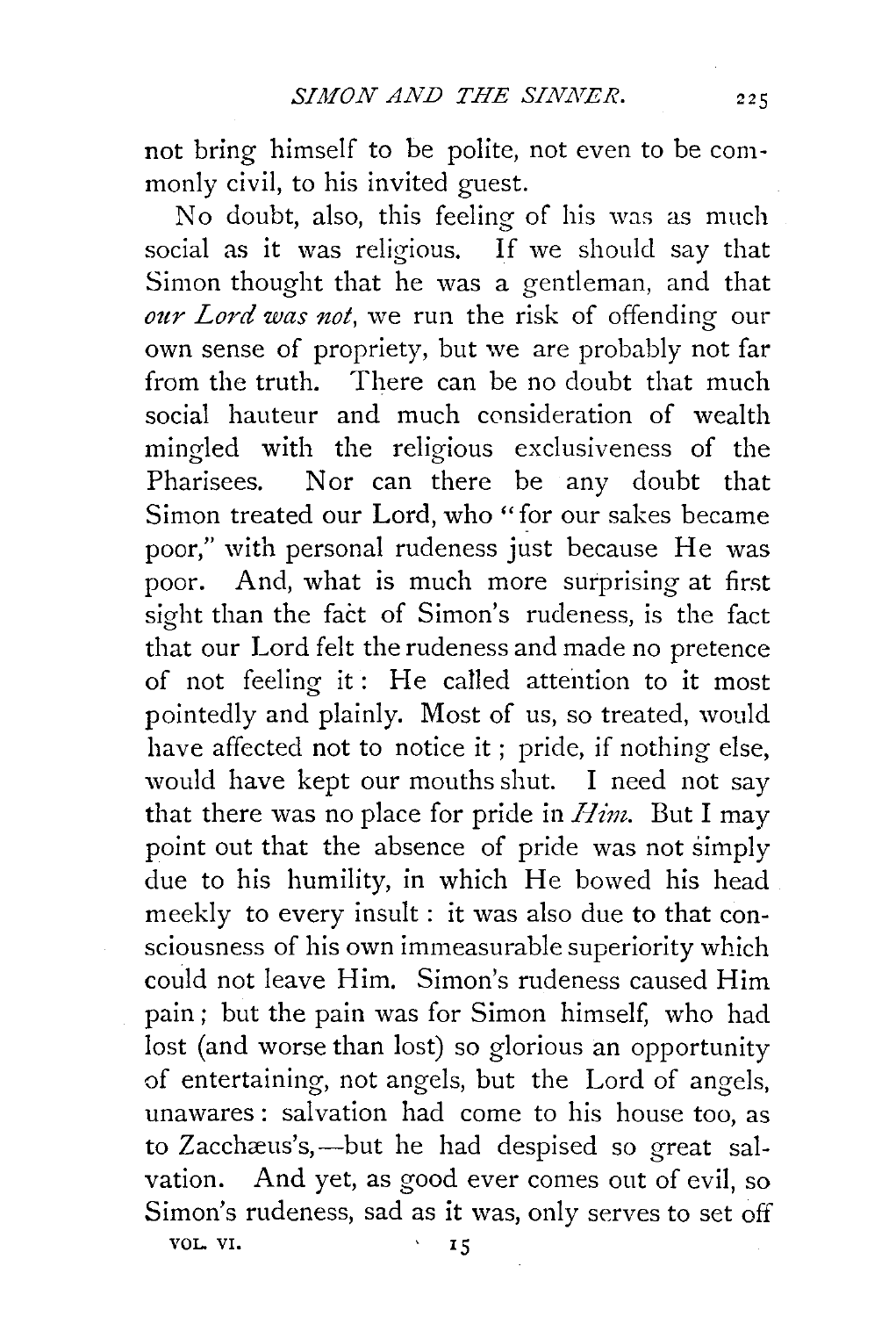not bring himself to be polite, not even to be commonly civil, to his invited guest.

No doubt, also, this feeling of his was as much social as it was religious. If we should say that Simon thought that he was a gentleman, and that *our Lord was not*, we run the risk of offending our own sense of propriety, but we are probably not far from the truth. There can be no doubt that much social hauteur and much consideration of wealth mingled with the religious exclusiveness of the Pharisees. Nor can there be any doubt that Simon treated our Lord, who "for our sakes became poor," with personal rudeness just because He was poor. And, what is much more surprising at first sight than the fact of Simon's rudeness, is the fact that our Lord felt the rudeness and made no pretence of not feeling it: He called attention to it most pointedly and plainly. Most of us, so treated, would have affected not to notice it; pride, if nothing else, would have kept our mouths shut. I need not say that there was no place for pride in *Him*. But I may point out that the absence of pride was not simply due to his humility, in which He bowed his head meekly to every insult: it was also due to that consciousness of his own immeasurable superiority which could not leave Him. Simon's rudeness caused Him pain; but the pain was for Simon himself, who had lost (and worse than lost) so glorious an opportunity of entertaining, not angels, but the Lord of angels, unawares: salvation had come to his house too, as to Zacchæus's,—but he had despised so great salvation. And yet, as good ever comes out of evil, so Simon's rudeness, sad as it was, only serves to set off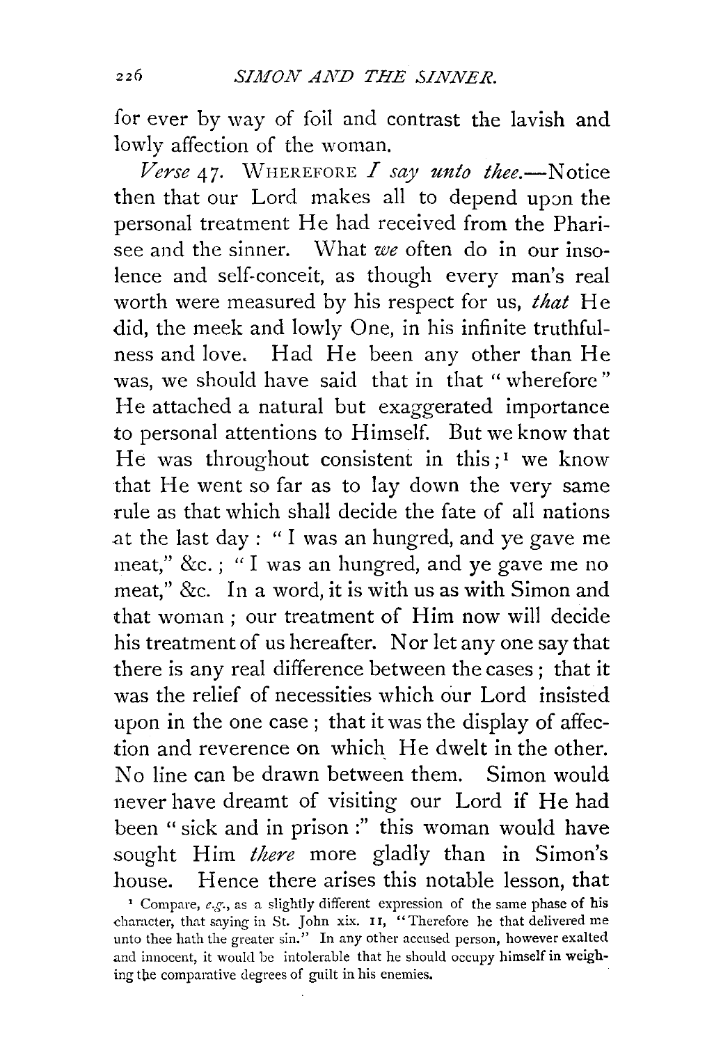for ever by way of foil and contrast the lavish and lowly affection of the woman.

*Verse* 47. WHEREFORE *I say unto thee.*—Notice then that our Lord makes all to depend upon the personal treatment He had received from the Pharisee and the sinner. What *we* often do in our insolence and self-conceit, as though every man's real worth were measured by his respect for us, *that* He did, the meek and lowly One, in his infinite truthfulness and love. Had He been any other than He was, we should have said that in that "wherefore" He attached a natural but exaggerated importance to personal attentions to Himself. But we know that He was throughout consistent in this;[1] we know that He went so far as to lay down the very same rule as that which shall decide the fate of all nations at the last day: "I was an hungred, and ye gave me meat," &c.; "I was an hungred, and ye gave me no meat," &c. In a word, it is with us as with Simon and that woman; our treatment of Him now will decide his treatment of us hereafter. Nor let any one say that there is any real difference between the cases; that it was the relief of necessities which our Lord insisted upon in the one case; that it was the display of affection and reverence on which He dwelt in the other. No line can be drawn between them. Simon would never have dreamt of visiting our Lord if He had been "sick and in prison:" this woman would have sought Him *there* more gladly than in Simon's house. Hence there arises this notable lesson, that

[1] Compare, *e.g.*, as a slightly different expression of the same phase of his character, that saying in St. John xix. 11, "Therefore he that delivered me unto thee hath the greater sin." In any other accused person, however exalted and innocent, it would be intolerable that he should occupy himself in weighing the comparative degrees of guilt in his enemies.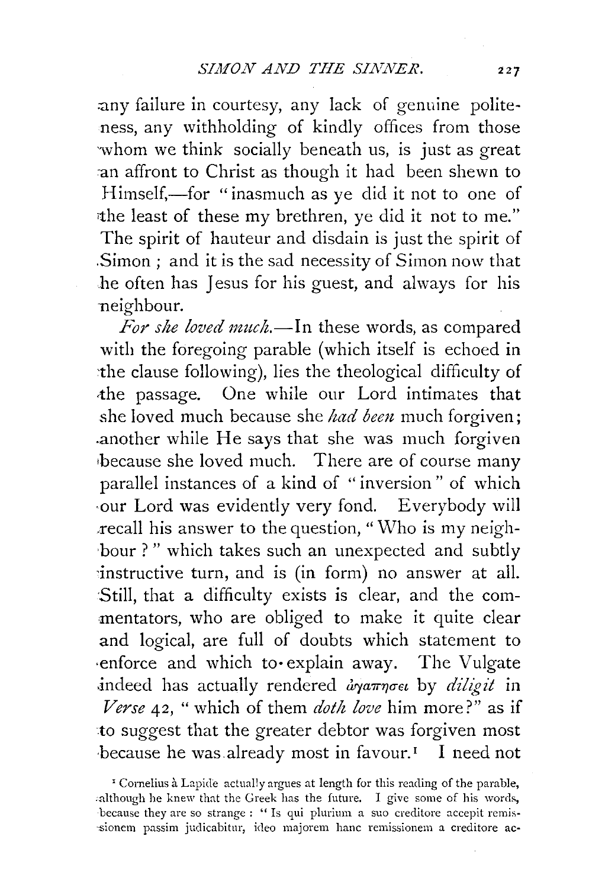any failure in courtesy, any lack of genuine politeness, any withholding of kindly offices from those whom we think socially beneath us, is just as great an affront to Christ as though it had been shewn to Himself,—for "inasmuch as ye did it not to one of the least of these my brethren, ye did it not to me." The spirit of hauteur and disdain is just the spirit of Simon; and it is the sad necessity of Simon now that he often has Jesus for his guest, and always for his neighbour.

*For she loved much.*—In these words, as compared with the foregoing parable (which itself is echoed in the clause following), lies the theological difficulty of the passage. One while our Lord intimates that she loved much because she *had been* much forgiven; another while He says that she was much forgiven because she loved much. There are of course many parallel instances of a kind of "inversion" of which our Lord was evidently very fond. Everybody will recall his answer to the question, "Who is my neighbour?" which takes such an unexpected and subtly instructive turn, and is (in form) no answer at all. Still, that a difficulty exists is clear, and the commentators, who are obliged to make it quite clear and logical, are full of doubts which statement to enforce and which to explain away. The Vulgate indeed has actually rendered ἀγαπήσει by *diligit* in *Verse* 42, "which of them *doth love* him more?" as if to suggest that the greater debtor was forgiven most because he was already most in favour.[1] I need not

[1] Cornelius à Lapide actually argues at length for this reading of the parable, although he knew that the Greek has the future. I give some of his words, because they are so strange: "Is qui plurium a suo creditore accepit remissionem passim judicabitur, ideo majorem hanc remissionem a creditore ac-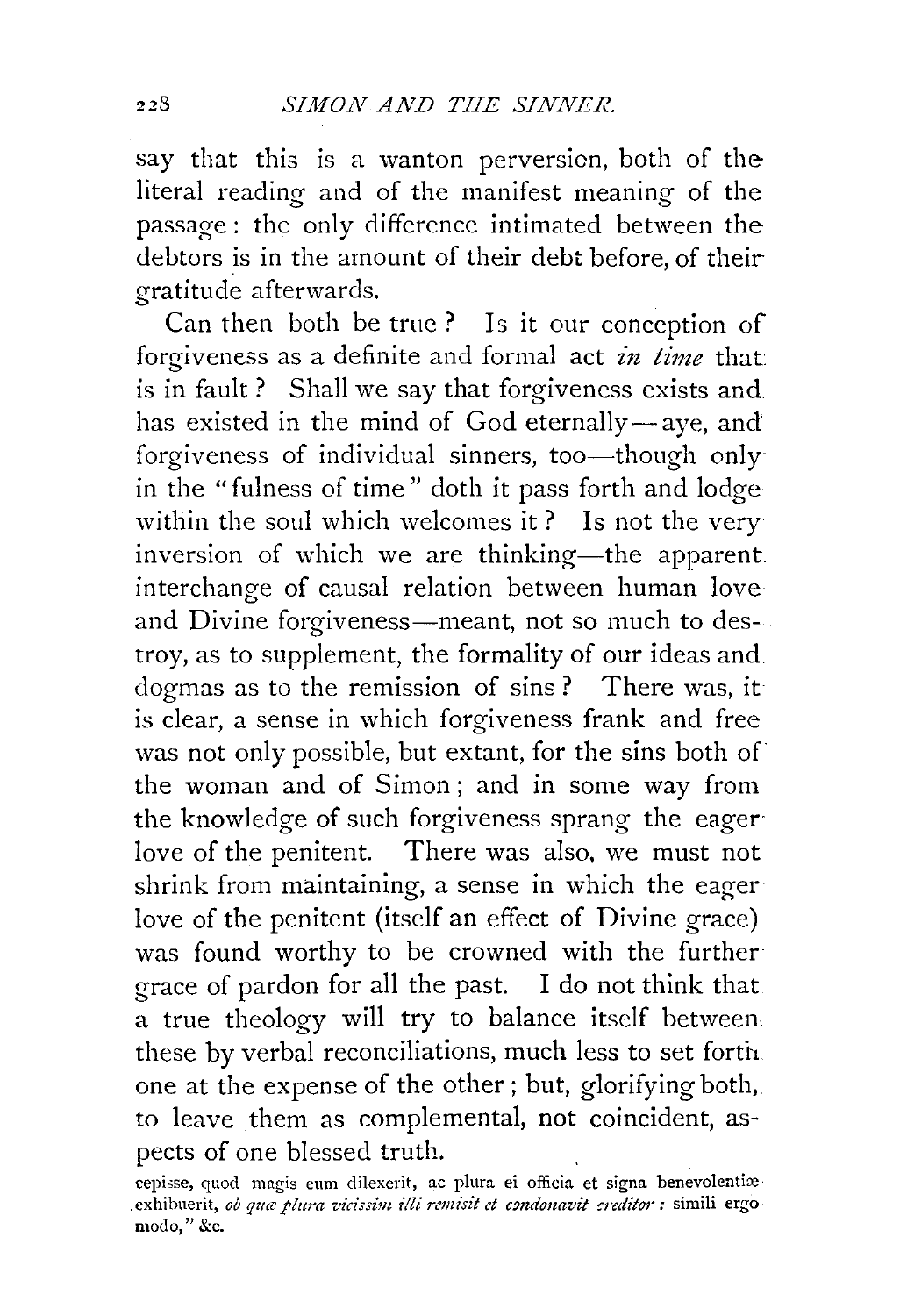say that this is a wanton perversion, both of the literal reading and of the manifest meaning of the passage: the only difference intimated between the debtors is in the amount of their debt before, of their gratitude afterwards.

Can then both be true? Is it our conception of forgiveness as a definite and formal act *in time* that is in fault? Shall we say that forgiveness exists and has existed in the mind of God eternally—aye, and forgiveness of individual sinners, too—though only in the "fulness of time" doth it pass forth and lodge within the soul which welcomes it? Is not the very inversion of which we are thinking—the apparent interchange of causal relation between human love and Divine forgiveness—meant, not so much to destroy, as to supplement, the formality of our ideas and dogmas as to the remission of sins? There was, it is clear, a sense in which forgiveness frank and free was not only possible, but extant, for the sins both of the woman and of Simon; and in some way from the knowledge of such forgiveness sprang the eager love of the penitent. There was also, we must not shrink from maintaining, a sense in which the eager love of the penitent (itself an effect of Divine grace) was found worthy to be crowned with the further grace of pardon for all the past. I do not think that a true theology will try to balance itself between these by verbal reconciliations, much less to set forth one at the expense of the other; but, glorifying both, to leave them as complemental, not coincident, aspects of one blessed truth.

cepisse, quod magis eum dilexerit, ac plura ei officia et signa benevolentiæ exhibuerit, *ob quæ plura vicissim illi remisit et condonavit creditor*: simili ergo modo," &c.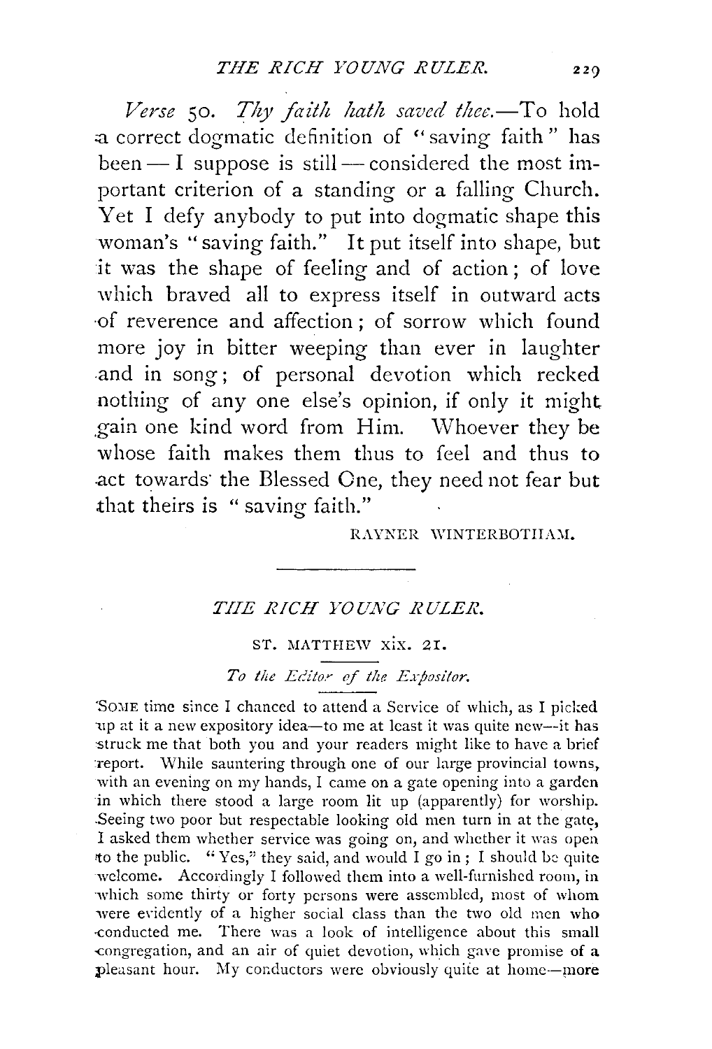*Verse* 50. *Thy faith hath saved thee.*—To hold a correct dogmatic definition of "saving faith" has been — I suppose is still — considered the most important criterion of a standing or a falling Church. Yet I defy anybody to put into dogmatic shape this woman's "saving faith." It put itself into shape, but it was the shape of feeling and of action; of love which braved all to express itself in outward acts of reverence and affection; of sorrow which found more joy in bitter weeping than ever in laughter and in song; of personal devotion which recked nothing of any one else's opinion, if only it might gain one kind word from Him. Whoever they be whose faith makes them thus to feel and thus to act towards the Blessed One, they need not fear but that theirs is "saving faith."

RAYNER WINTERBOTHAM.

---

## *THE RICH YOUNG RULER.*

ST. MATTHEW xix. 21.

*To the Editor of the Expositor.*

SOME time since I chanced to attend a Service of which, as I picked up at it a new expository idea—to me at least it was quite new—it has struck me that both you and your readers might like to have a brief report. While sauntering through one of our large provincial towns, with an evening on my hands, I came on a gate opening into a garden in which there stood a large room lit up (apparently) for worship. Seeing two poor but respectable looking old men turn in at the gate, I asked them whether service was going on, and whether it was open to the public. "Yes," they said, and would I go in; I should be quite welcome. Accordingly I followed them into a well-furnished room, in which some thirty or forty persons were assembled, most of whom were evidently of a higher social class than the two old men who conducted me. There was a look of intelligence about this small congregation, and an air of quiet devotion, which gave promise of a pleasant hour. My conductors were obviously quite at home—more